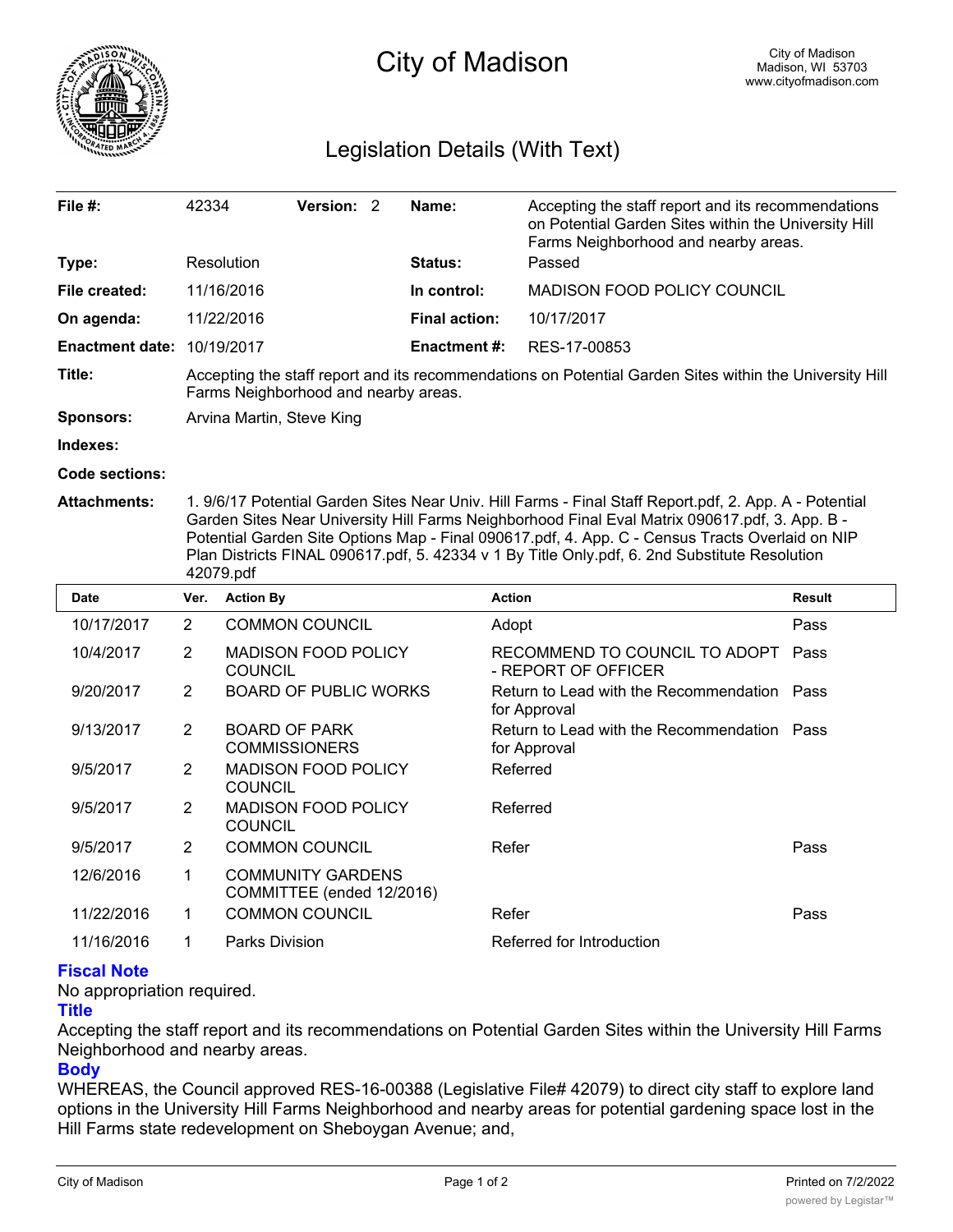# City of Madison

City of Madison
Madison, WI 53703
www.cityofmadison.com

## Legislation Details (With Text)

| | | | |
|---|---|---|---|
| **File #:** | 42334 **Version:** 2 | **Name:** | Accepting the staff report and its recommendations on Potential Garden Sites within the University Hill Farms Neighborhood and nearby areas. |
| **Type:** | Resolution | **Status:** | Passed |
| **File created:** | 11/16/2016 | **In control:** | MADISON FOOD POLICY COUNCIL |
| **On agenda:** | 11/22/2016 | **Final action:** | 10/17/2017 |
| **Enactment date:** | 10/19/2017 | **Enactment #:** | RES-17-00853 |

**Title:** Accepting the staff report and its recommendations on Potential Garden Sites within the University Hill Farms Neighborhood and nearby areas.

**Sponsors:** Arvina Martin, Steve King

**Indexes:**

**Code sections:**

**Attachments:** 1. 9/6/17 Potential Garden Sites Near Univ. Hill Farms - Final Staff Report.pdf, 2. App. A - Potential Garden Sites Near University Hill Farms Neighborhood Final Eval Matrix 090617.pdf, 3. App. B - Potential Garden Site Options Map - Final 090617.pdf, 4. App. C - Census Tracts Overlaid on NIP Plan Districts FINAL 090617.pdf, 5. 42334 v 1 By Title Only.pdf, 6. 2nd Substitute Resolution 42079.pdf

| Date | Ver. | Action By | Action | Result |
|---|---|---|---|---|
| 10/17/2017 | 2 | COMMON COUNCIL | Adopt | Pass |
| 10/4/2017 | 2 | MADISON FOOD POLICY COUNCIL | RECOMMEND TO COUNCIL TO ADOPT - REPORT OF OFFICER | Pass |
| 9/20/2017 | 2 | BOARD OF PUBLIC WORKS | Return to Lead with the Recommendation for Approval | Pass |
| 9/13/2017 | 2 | BOARD OF PARK COMMISSIONERS | Return to Lead with the Recommendation for Approval | Pass |
| 9/5/2017 | 2 | MADISON FOOD POLICY COUNCIL | Referred | |
| 9/5/2017 | 2 | MADISON FOOD POLICY COUNCIL | Referred | |
| 9/5/2017 | 2 | COMMON COUNCIL | Refer | Pass |
| 12/6/2016 | 1 | COMMUNITY GARDENS COMMITTEE (ended 12/2016) | | |
| 11/22/2016 | 1 | COMMON COUNCIL | Refer | Pass |
| 11/16/2016 | 1 | Parks Division | Referred for Introduction | |

### Fiscal Note

No appropriation required.

### Title

Accepting the staff report and its recommendations on Potential Garden Sites within the University Hill Farms Neighborhood and nearby areas.

### Body

WHEREAS, the Council approved RES-16-00388 (Legislative File# 42079) to direct city staff to explore land options in the University Hill Farms Neighborhood and nearby areas for potential gardening space lost in the Hill Farms state redevelopment on Sheboygan Avenue; and,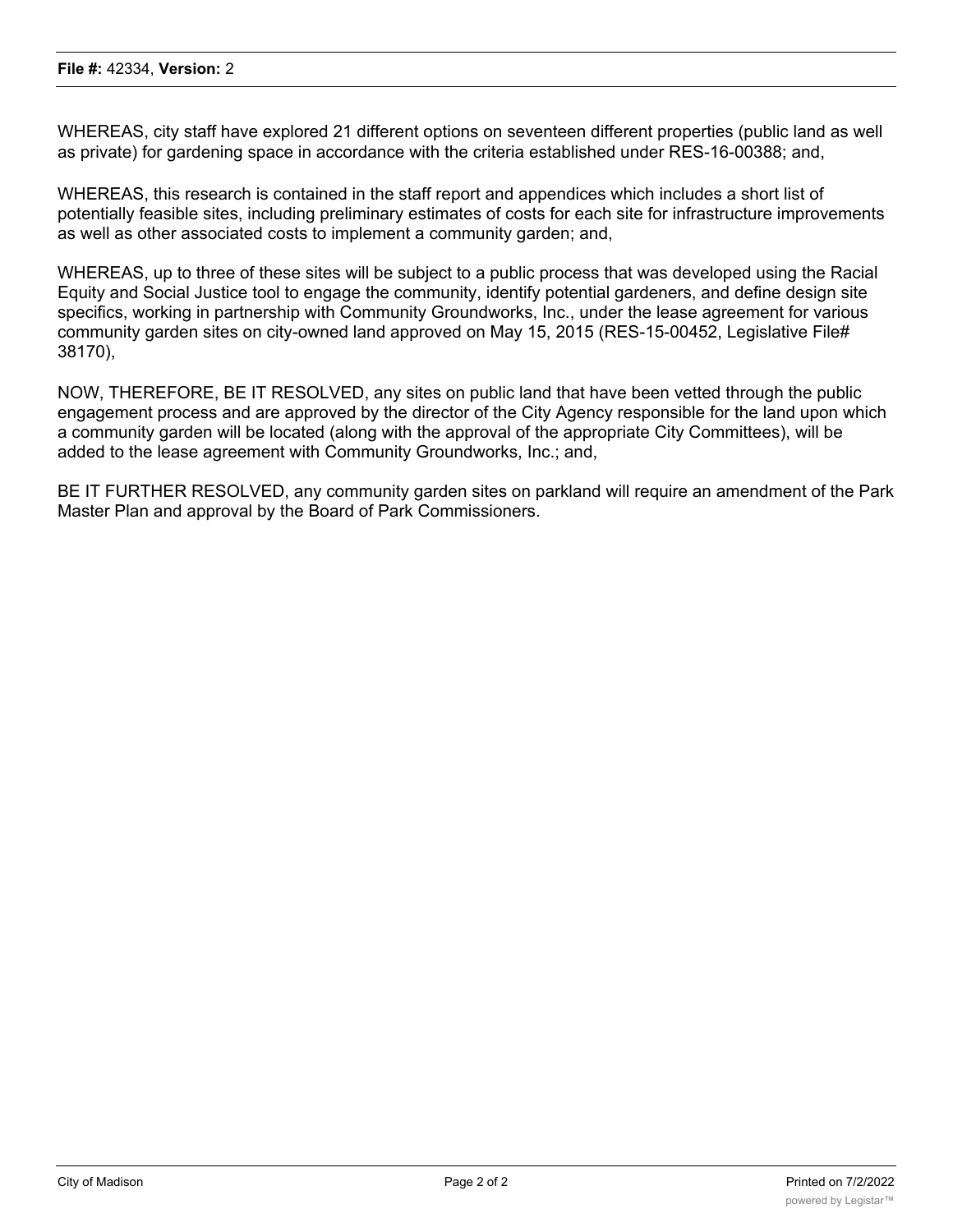WHEREAS, city staff have explored 21 different options on seventeen different properties (public land as well as private) for gardening space in accordance with the criteria established under RES-16-00388; and,

WHEREAS, this research is contained in the staff report and appendices which includes a short list of potentially feasible sites, including preliminary estimates of costs for each site for infrastructure improvements as well as other associated costs to implement a community garden; and,

WHEREAS, up to three of these sites will be subject to a public process that was developed using the Racial Equity and Social Justice tool to engage the community, identify potential gardeners, and define design site specifics, working in partnership with Community Groundworks, Inc., under the lease agreement for various community garden sites on city-owned land approved on May 15, 2015 (RES-15-00452, Legislative File# 38170),

NOW, THEREFORE, BE IT RESOLVED, any sites on public land that have been vetted through the public engagement process and are approved by the director of the City Agency responsible for the land upon which a community garden will be located (along with the approval of the appropriate City Committees), will be added to the lease agreement with Community Groundworks, Inc.; and,

BE IT FURTHER RESOLVED, any community garden sites on parkland will require an amendment of the Park Master Plan and approval by the Board of Park Commissioners.